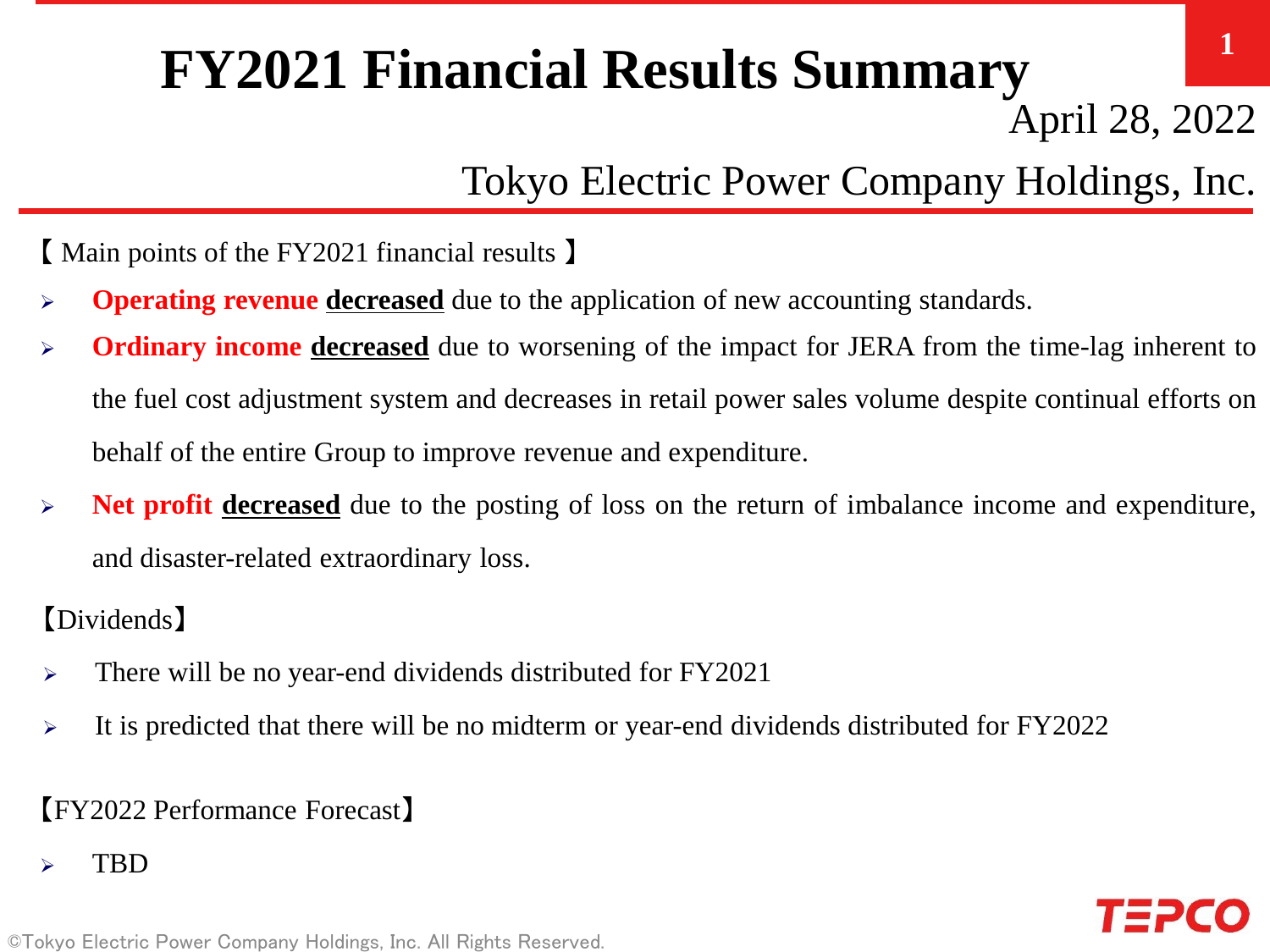# FY2021 Financial Results Summary

April 28, 2022

Tokyo Electric Power Company Holdings, Inc.

【 Main points of the FY2021 financial results 】

- **Operating revenue** **decreased** due to the application of new accounting standards.
- **Ordinary income** **decreased** due to worsening of the impact for JERA from the time-lag inherent to the fuel cost adjustment system and decreases in retail power sales volume despite continual efforts on behalf of the entire Group to improve revenue and expenditure.
- **Net profit** **decreased** due to the posting of loss on the return of imbalance income and expenditure, and disaster-related extraordinary loss.

【Dividends】

- There will be no year-end dividends distributed for FY2021
- It is predicted that there will be no midterm or year-end dividends distributed for FY2022

【FY2022 Performance Forecast】

- TBD

©Tokyo Electric Power Company Holdings, Inc. All Rights Reserved.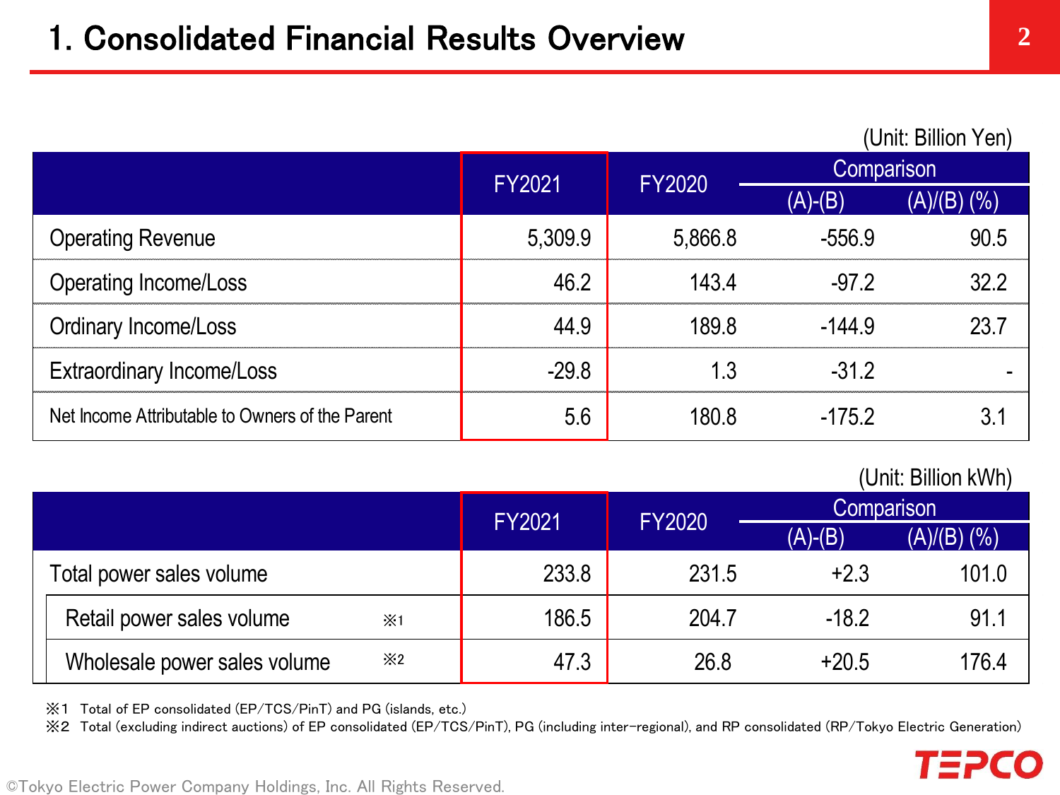# 1. Consolidated Financial Results Overview

(Unit: Billion Yen)

| | FY2021 | FY2020 | Comparison | |
|---|---|---|---|---|
| | | | (A)-(B) | (A)/(B) (%) |
| Operating Revenue | 5,309.9 | 5,866.8 | -556.9 | 90.5 |
| Operating Income/Loss | 46.2 | 143.4 | -97.2 | 32.2 |
| Ordinary Income/Loss | 44.9 | 189.8 | -144.9 | 23.7 |
| Extraordinary Income/Loss | -29.8 | 1.3 | -31.2 | - |
| Net Income Attributable to Owners of the Parent | 5.6 | 180.8 | -175.2 | 3.1 |

(Unit: Billion kWh)

| | FY2021 | FY2020 | Comparison | |
|---|---|---|---|---|
| | | | (A)-(B) | (A)/(B) (%) |
| Total power sales volume | 233.8 | 231.5 | +2.3 | 101.0 |
| Retail power sales volume ※1 | 186.5 | 204.7 | -18.2 | 91.1 |
| Wholesale power sales volume ※2 | 47.3 | 26.8 | +20.5 | 176.4 |

※1 Total of EP consolidated (EP/TCS/PinT) and PG (islands, etc.)

※2 Total (excluding indirect auctions) of EP consolidated (EP/TCS/PinT), PG (including inter-regional), and RP consolidated (RP/Tokyo Electric Generation)

©Tokyo Electric Power Company Holdings, Inc. All Rights Reserved.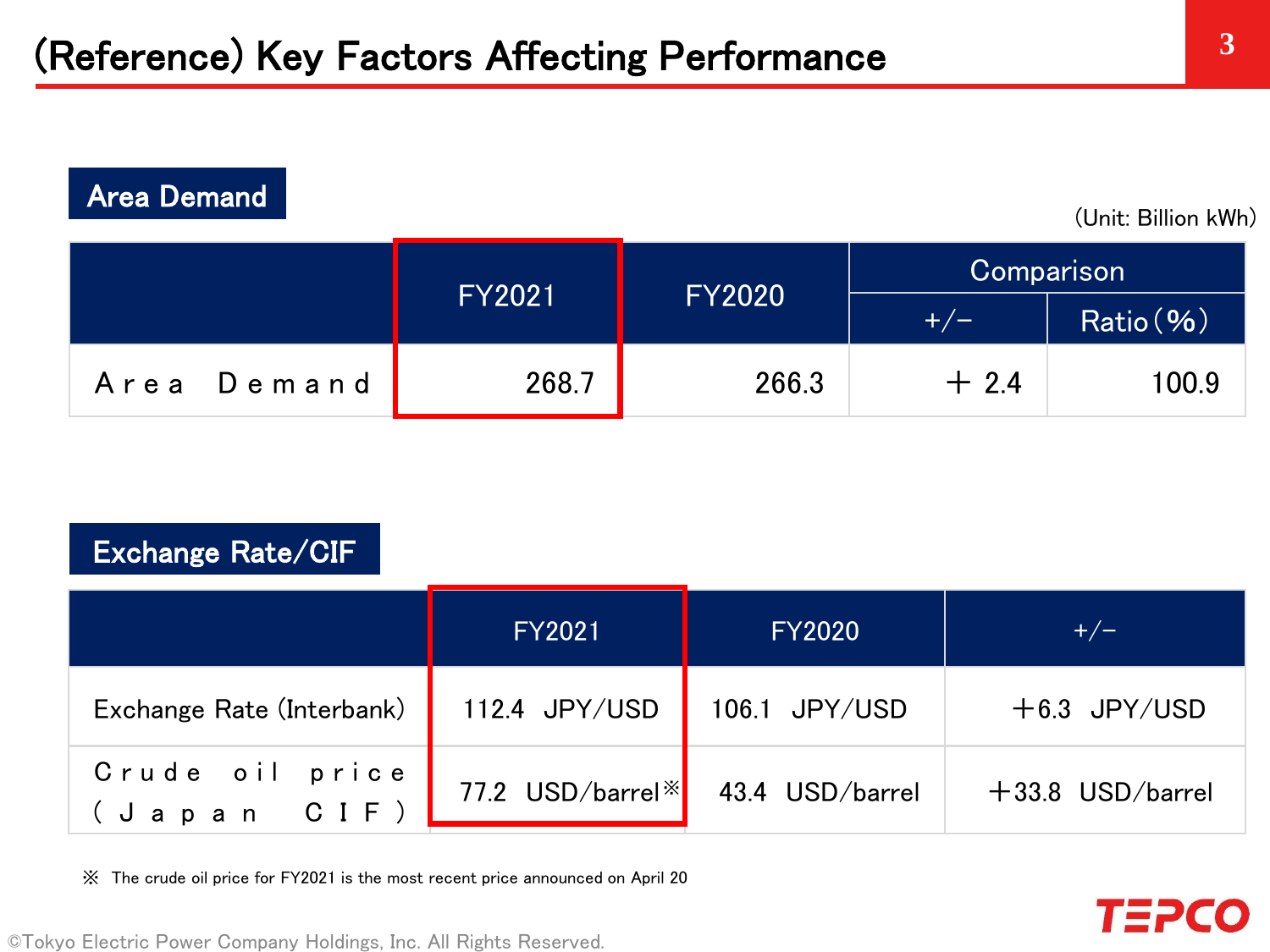# (Reference) Key Factors Affecting Performance

## Area Demand

(Unit: Billion kWh)

| | FY2021 | FY2020 | Comparison | |
|---|---|---|---|---|
| | | | +/− | Ratio (%) |
| Area Demand | 268.7 | 266.3 | ＋ 2.4 | 100.9 |

## Exchange Rate/CIF

| | FY2021 | FY2020 | +/− |
|---|---|---|---|
| Exchange Rate (Interbank) | 112.4 JPY/USD | 106.1 JPY/USD | ＋6.3 JPY/USD |
| Crude oil price (Japan CIF) | 77.2 USD/barrel※ | 43.4 USD/barrel | ＋33.8 USD/barrel |

※ The crude oil price for FY2021 is the most recent price announced on April 20

©Tokyo Electric Power Company Holdings, Inc. All Rights Reserved.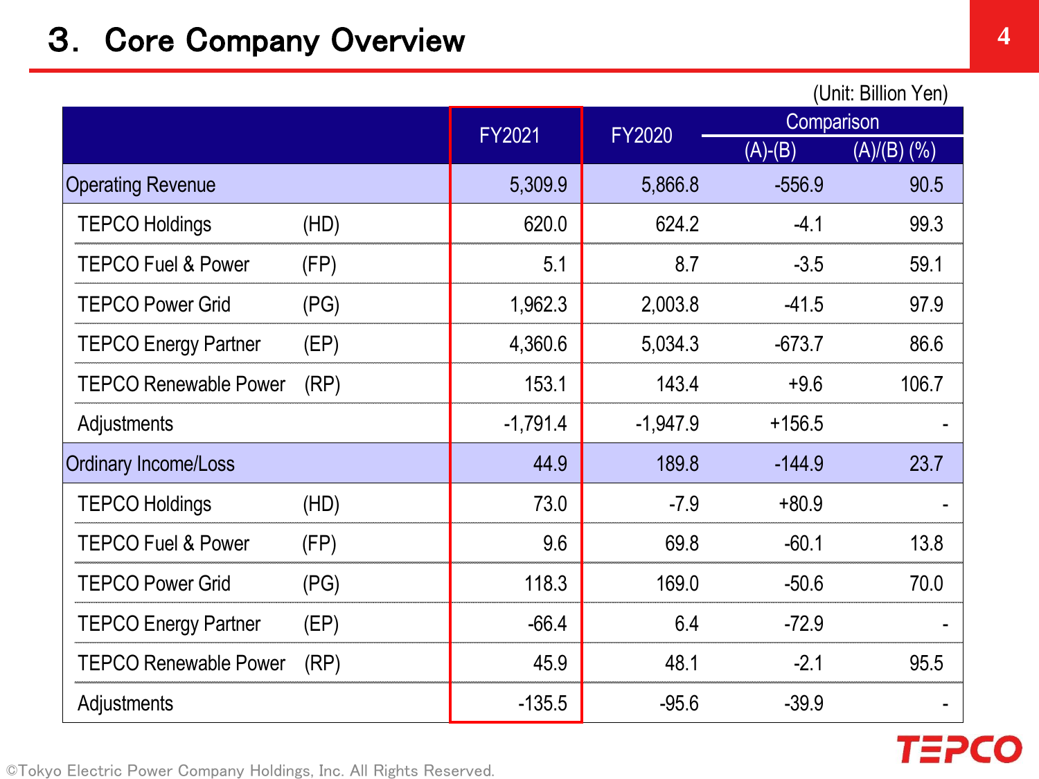# 3. Core Company Overview

(Unit: Billion Yen)

| | | FY2021 | FY2020 | Comparison | |
|---|---|---|---|---|---|
| | | | | (A)-(B) | (A)/(B) (%) |
| Operating Revenue | | 5,309.9 | 5,866.8 | -556.9 | 90.5 |
| TEPCO Holdings | (HD) | 620.0 | 624.2 | -4.1 | 99.3 |
| TEPCO Fuel & Power | (FP) | 5.1 | 8.7 | -3.5 | 59.1 |
| TEPCO Power Grid | (PG) | 1,962.3 | 2,003.8 | -41.5 | 97.9 |
| TEPCO Energy Partner | (EP) | 4,360.6 | 5,034.3 | -673.7 | 86.6 |
| TEPCO Renewable Power | (RP) | 153.1 | 143.4 | +9.6 | 106.7 |
| Adjustments | | -1,791.4 | -1,947.9 | +156.5 | - |
| Ordinary Income/Loss | | 44.9 | 189.8 | -144.9 | 23.7 |
| TEPCO Holdings | (HD) | 73.0 | -7.9 | +80.9 | - |
| TEPCO Fuel & Power | (FP) | 9.6 | 69.8 | -60.1 | 13.8 |
| TEPCO Power Grid | (PG) | 118.3 | 169.0 | -50.6 | 70.0 |
| TEPCO Energy Partner | (EP) | -66.4 | 6.4 | -72.9 | - |
| TEPCO Renewable Power | (RP) | 45.9 | 48.1 | -2.1 | 95.5 |
| Adjustments | | -135.5 | -95.6 | -39.9 | - |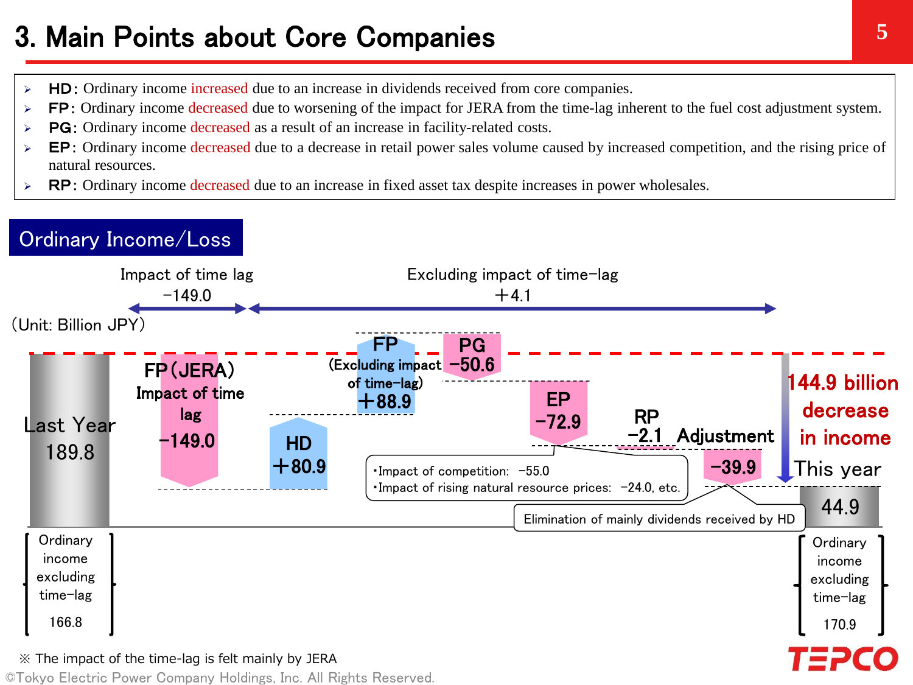# 3. Main Points about Core Companies

- **HD**: Ordinary income increased due to an increase in dividends received from core companies.
- **FP**: Ordinary income decreased due to worsening of the impact for JERA from the time-lag inherent to the fuel cost adjustment system.
- **PG**: Ordinary income decreased as a result of an increase in facility-related costs.
- **EP**: Ordinary income decreased due to a decrease in retail power sales volume caused by increased competition, and the rising price of natural resources.
- **RP**: Ordinary income decreased due to an increase in fixed asset tax despite increases in power wholesales.

## Ordinary Income/Loss

(Unit: Billion JPY)

Impact of time lag −149.0 | Excluding impact of time-lag ＋4.1

| Item | Amount |
|---|---|
| Last Year | 189.8 |
| FP (JERA) Impact of time lag | −149.0 |
| HD | ＋80.9 |
| FP (Excluding impact of time-lag) | ＋88.9 |
| PG | −50.6 |
| EP | −72.9 |
| RP | −2.1 |
| Adjustment | −39.9 |
| This year | 44.9 |

144.9 billion decrease in income

Last Year: Ordinary income excluding time-lag 166.8

This year: Ordinary income excluding time-lag 170.9

EP:
- ・Impact of competition: −55.0
- ・Impact of rising natural resource prices: −24.0, etc.

Adjustment: Elimination of mainly dividends received by HD

※ The impact of the time-lag is felt mainly by JERA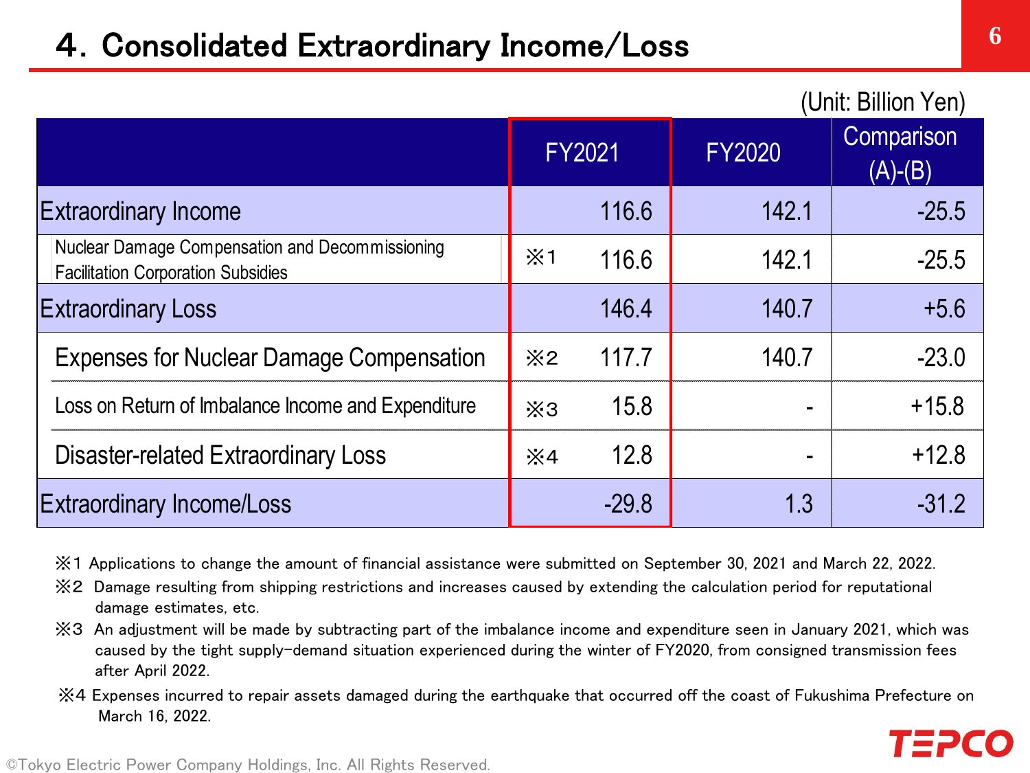# 4. Consolidated Extraordinary Income/Loss

(Unit: Billion Yen)

| | FY2021 | FY2020 | Comparison (A)-(B) |
|---|---|---|---|
| Extraordinary Income | 116.6 | 142.1 | -25.5 |
| Nuclear Damage Compensation and Decommissioning Facilitation Corporation Subsidies | ※1 116.6 | 142.1 | -25.5 |
| Extraordinary Loss | 146.4 | 140.7 | +5.6 |
| Expenses for Nuclear Damage Compensation | ※2 117.7 | 140.7 | -23.0 |
| Loss on Return of Imbalance Income and Expenditure | ※3 15.8 | - | +15.8 |
| Disaster-related Extraordinary Loss | ※4 12.8 | - | +12.8 |
| Extraordinary Income/Loss | -29.8 | 1.3 | -31.2 |

※1 Applications to change the amount of financial assistance were submitted on September 30, 2021 and March 22, 2022.

※2 Damage resulting from shipping restrictions and increases caused by extending the calculation period for reputational damage estimates, etc.

※3 An adjustment will be made by subtracting part of the imbalance income and expenditure seen in January 2021, which was caused by the tight supply-demand situation experienced during the winter of FY2020, from consigned transmission fees after April 2022.

※4 Expenses incurred to repair assets damaged during the earthquake that occurred off the coast of Fukushima Prefecture on March 16, 2022.

©Tokyo Electric Power Company Holdings, Inc. All Rights Reserved.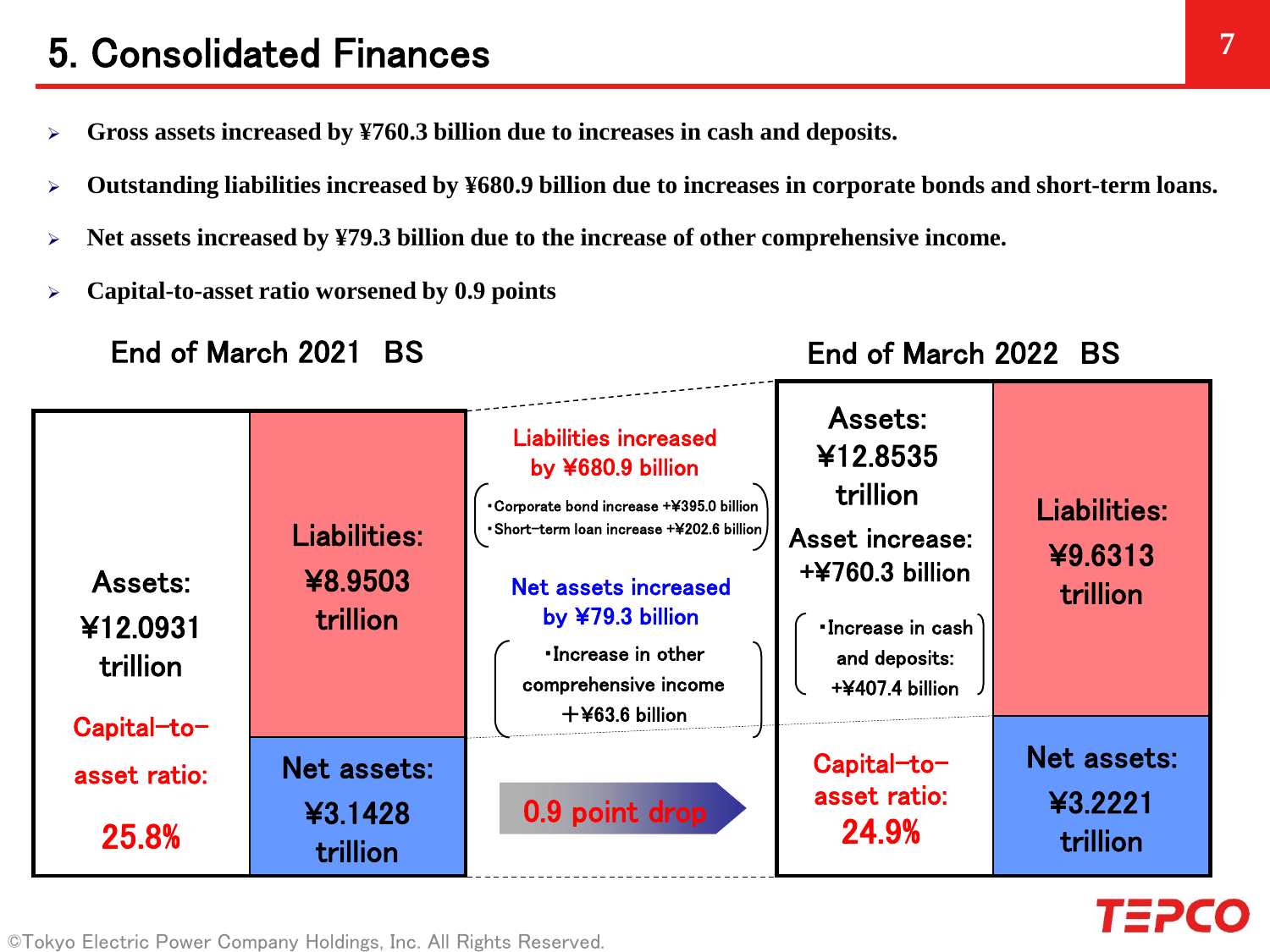# 5. Consolidated Finances

- **Gross assets increased by ¥760.3 billion due to increases in cash and deposits.**
- **Outstanding liabilities increased by ¥680.9 billion due to increases in corporate bonds and short-term loans.**
- **Net assets increased by ¥79.3 billion due to the increase of other comprehensive income.**
- **Capital-to-asset ratio worsened by 0.9 points**

**End of March 2021 BS**

| Assets: ¥12.0931 trillion | Liabilities: ¥8.9503 trillion |
|---|---|
| Capital-to-asset ratio: 25.8% | Net assets: ¥3.1428 trillion |

Liabilities increased by ¥680.9 billion

- ・Corporate bond increase +¥395.0 billion
- ・Short-term loan increase +¥202.6 billion

Net assets increased by ¥79.3 billion

- ・Increase in other comprehensive income ＋¥63.6 billion

0.9 point drop

**End of March 2022 BS**

| Assets: ¥12.8535 trillion<br>Asset increase: +¥760.3 billion<br>・Increase in cash and deposits: +¥407.4 billion | Liabilities: ¥9.6313 trillion |
|---|---|
| Capital-to-asset ratio: 24.9% | Net assets: ¥3.2221 trillion |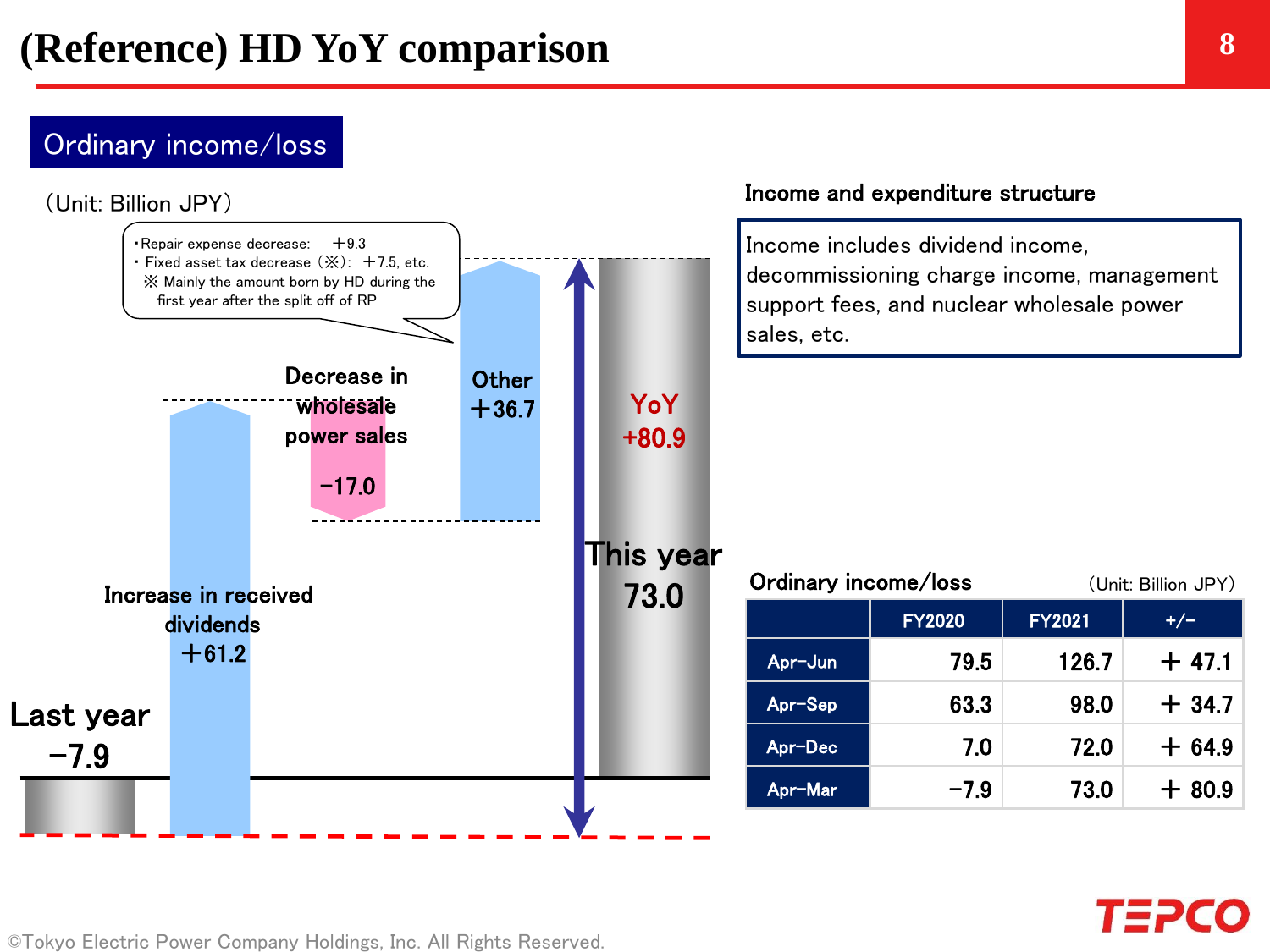# (Reference) HD YoY comparison

## Ordinary income/loss

(Unit: Billion JPY)

・Repair expense decrease: ＋9.3
・Fixed asset tax decrease（※）: ＋7.5, etc.
※ Mainly the amount born by HD during the first year after the split off of RP

Last year −7.9

Increase in received dividends ＋61.2

Decrease in wholesale power sales −17.0

Other ＋36.7

YoY +80.9

This year 73.0

### Income and expenditure structure

Income includes dividend income, decommissioning charge income, management support fees, and nuclear wholesale power sales, etc.

### Ordinary income/loss

(Unit: Billion JPY)

| | FY2020 | FY2021 | +/− |
|---|---|---|---|
| Apr−Jun | 79.5 | 126.7 | ＋ 47.1 |
| Apr−Sep | 63.3 | 98.0 | ＋ 34.7 |
| Apr−Dec | 7.0 | 72.0 | ＋ 64.9 |
| Apr−Mar | −7.9 | 73.0 | ＋ 80.9 |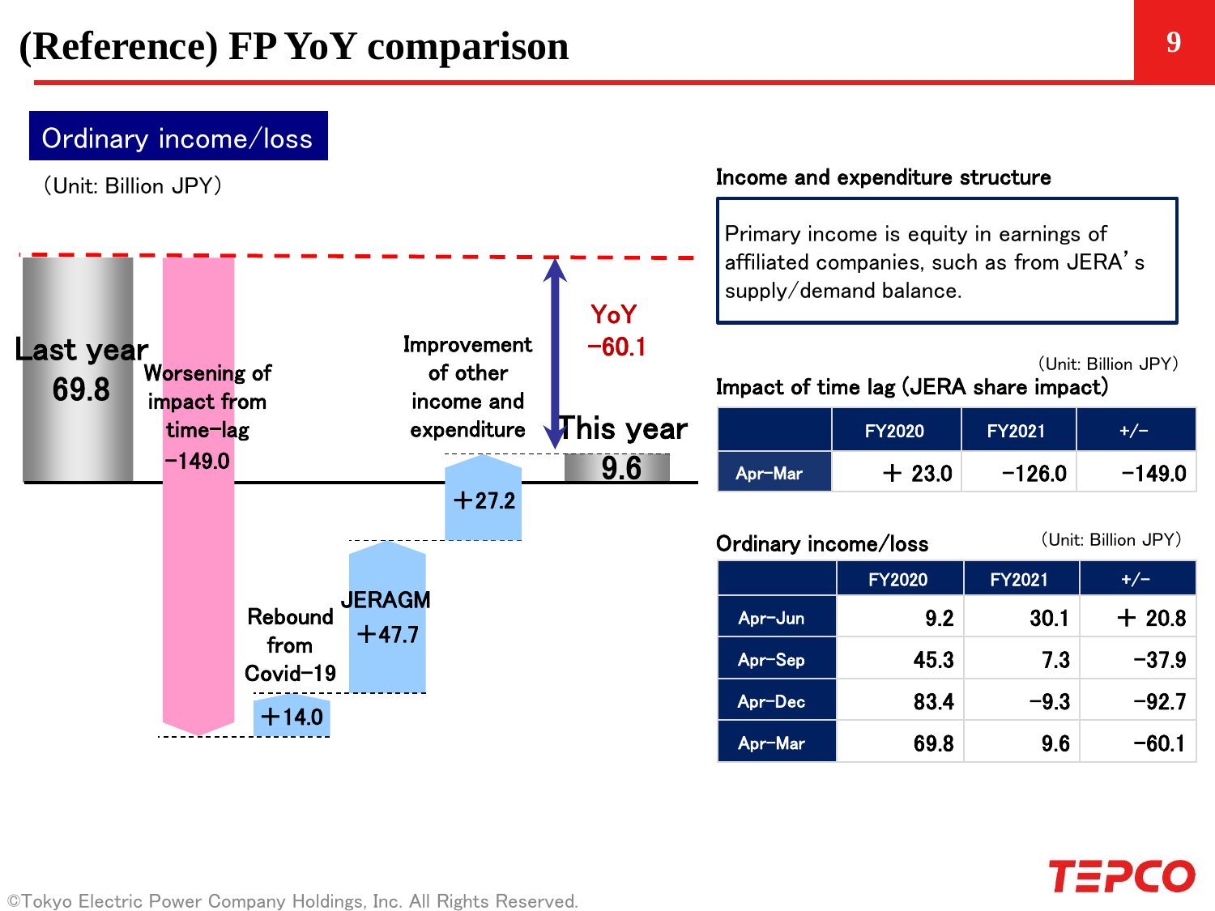# (Reference) FP YoY comparison

## Ordinary income/loss

(Unit: Billion JPY)

Last year 69.8

Worsening of impact from time-lag −149.0

Rebound from Covid-19 ＋14.0

JERAGM ＋47.7

Improvement of other income and expenditure ＋27.2

This year 9.6

YoY −60.1

### Income and expenditure structure

Primary income is equity in earnings of affiliated companies, such as from JERA's supply/demand balance.

### Impact of time lag (JERA share impact)

(Unit: Billion JPY)

| | FY2020 | FY2021 | +/− |
|---|---|---|---|
| Apr-Mar | ＋ 23.0 | −126.0 | −149.0 |

### Ordinary income/loss

(Unit: Billion JPY)

| | FY2020 | FY2021 | +/− |
|---|---|---|---|
| Apr-Jun | 9.2 | 30.1 | ＋ 20.8 |
| Apr-Sep | 45.3 | 7.3 | −37.9 |
| Apr-Dec | 83.4 | −9.3 | −92.7 |
| Apr-Mar | 69.8 | 9.6 | −60.1 |

©Tokyo Electric Power Company Holdings, Inc. All Rights Reserved.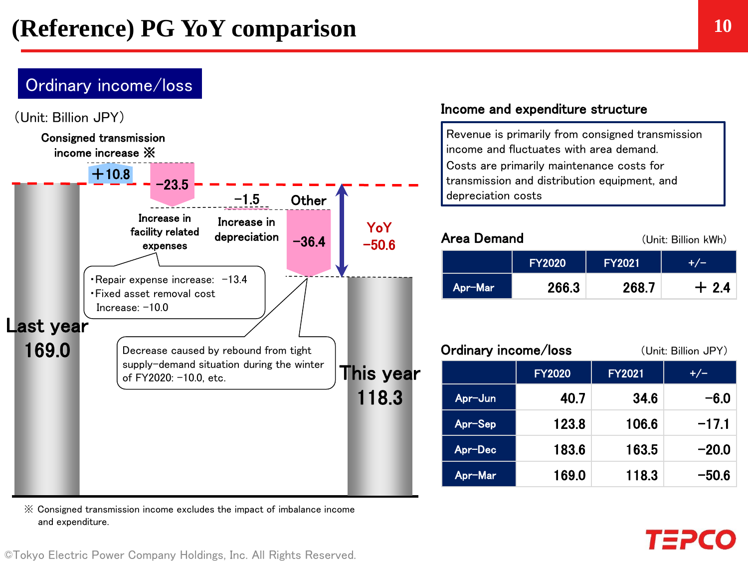# (Reference) PG YoY comparison

## Ordinary income/loss

(Unit: Billion JPY)

Consigned transmission income increase ※ +10.8

Increase in facility related expenses −23.5

- ･Repair expense increase: −13.4
- ･Fixed asset removal cost Increase: −10.0

Increase in depreciation −1.5

Other −36.4

Decrease caused by rebound from tight supply-demand situation during the winter of FY2020: −10.0, etc.

Last year 169.0

This year 118.3

YoY −50.6

※ Consigned transmission income excludes the impact of imbalance income and expenditure.

### Income and expenditure structure

Revenue is primarily from consigned transmission income and fluctuates with area demand.
Costs are primarily maintenance costs for transmission and distribution equipment, and depreciation costs

### Area Demand

(Unit: Billion kWh)

| | FY2020 | FY2021 | +/− |
|---|---|---|---|
| Apr-Mar | 266.3 | 268.7 | + 2.4 |

### Ordinary income/loss

(Unit: Billion JPY)

| | FY2020 | FY2021 | +/− |
|---|---|---|---|
| Apr-Jun | 40.7 | 34.6 | −6.0 |
| Apr-Sep | 123.8 | 106.6 | −17.1 |
| Apr-Dec | 183.6 | 163.5 | −20.0 |
| Apr-Mar | 169.0 | 118.3 | −50.6 |

©Tokyo Electric Power Company Holdings, Inc. All Rights Reserved.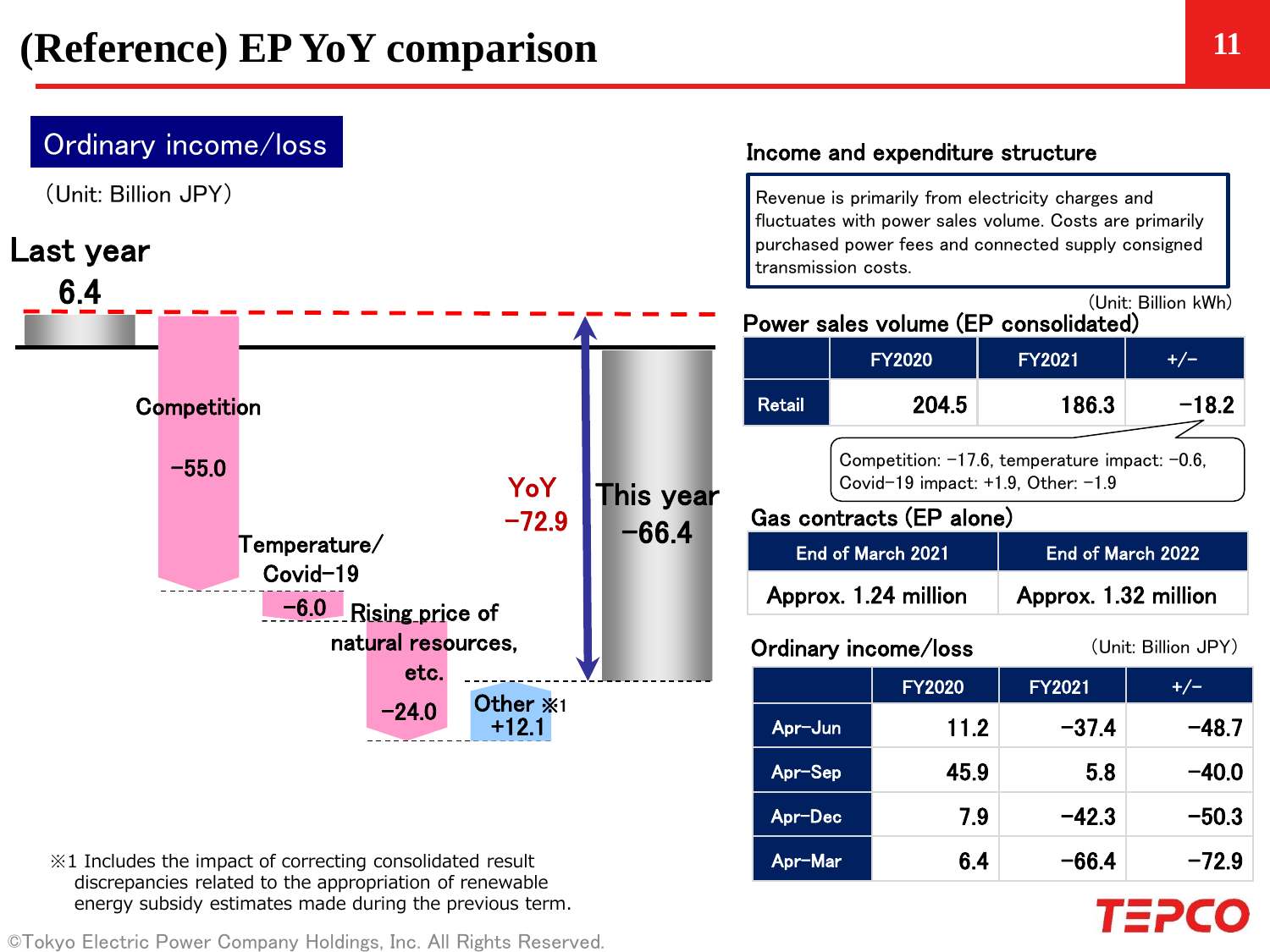# (Reference) EP YoY comparison

## Ordinary income/loss

(Unit: Billion JPY)

Last year 6.4

Competition −55.0

Temperature/ Covid−19 −6.0

Rising price of natural resources, etc. −24.0

Other ※1 +12.1

YoY −72.9

This year −66.4

※1 Includes the impact of correcting consolidated result discrepancies related to the appropriation of renewable energy subsidy estimates made during the previous term.

### Income and expenditure structure

Revenue is primarily from electricity charges and fluctuates with power sales volume. Costs are primarily purchased power fees and connected supply consigned transmission costs.

### Power sales volume (EP consolidated)

(Unit: Billion kWh)

| | FY2020 | FY2021 | +/− |
|---|---|---|---|
| Retail | 204.5 | 186.3 | −18.2 |

Competition: −17.6, temperature impact: −0.6, Covid−19 impact: +1.9, Other: −1.9

### Gas contracts (EP alone)

| End of March 2021 | End of March 2022 |
|---|---|
| Approx. 1.24 million | Approx. 1.32 million |

### Ordinary income/loss

(Unit: Billion JPY)

| | FY2020 | FY2021 | +/− |
|---|---|---|---|
| Apr−Jun | 11.2 | −37.4 | −48.7 |
| Apr−Sep | 45.9 | 5.8 | −40.0 |
| Apr−Dec | 7.9 | −42.3 | −50.3 |
| Apr−Mar | 6.4 | −66.4 | −72.9 |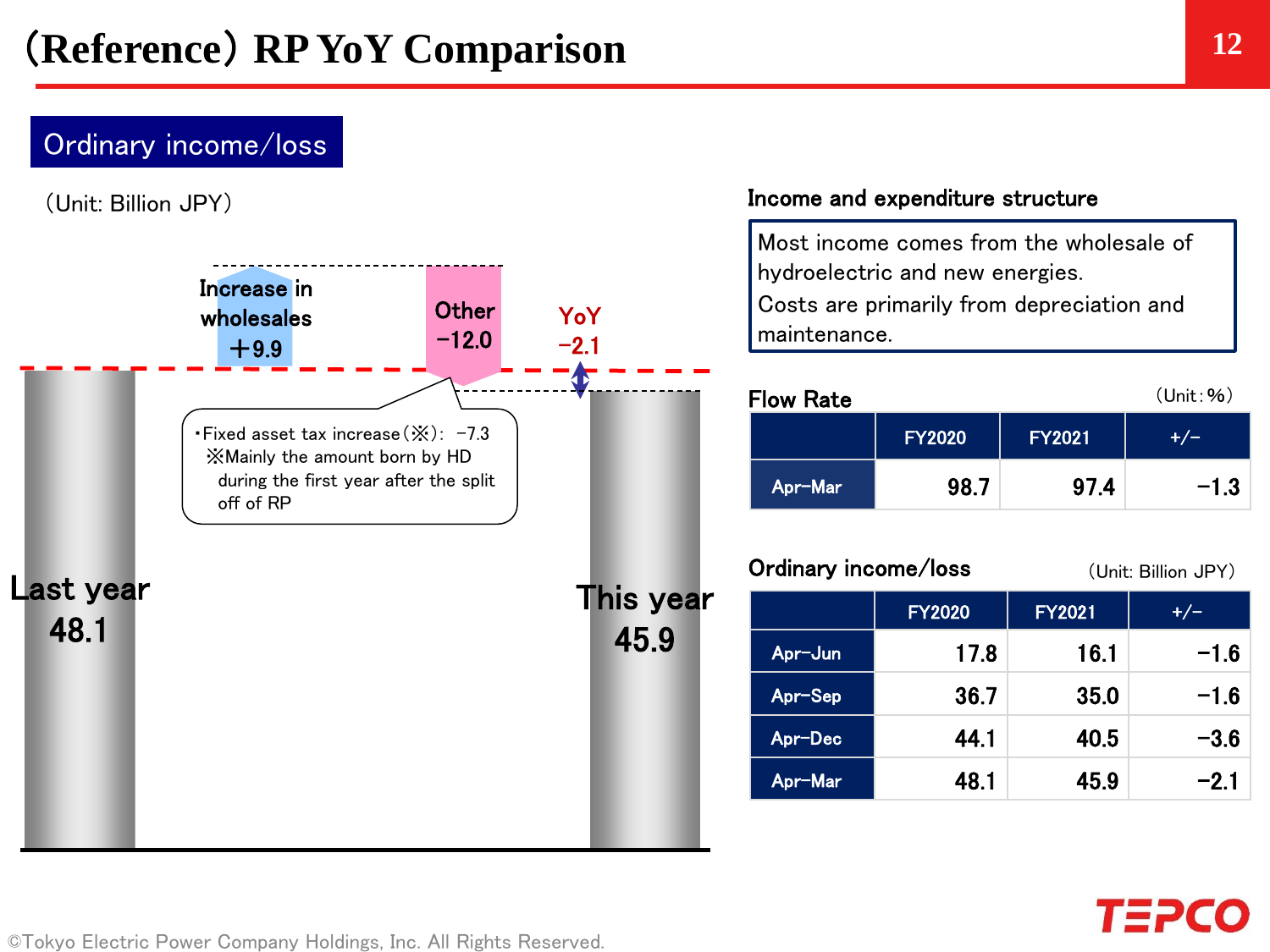# (Reference) RP YoY Comparison

## Ordinary income/loss

(Unit: Billion JPY)

Last year 48.1

Increase in wholesales +9.9

Other −12.0

- Fixed asset tax increase (※): −7.3
  ※Mainly the amount born by HD during the first year after the split off of RP

YoY −2.1

This year 45.9

### Income and expenditure structure

Most income comes from the wholesale of hydroelectric and new energies.
Costs are primarily from depreciation and maintenance.

### Flow Rate

(Unit: %)

| | FY2020 | FY2021 | +/− |
|---|---|---|---|
| Apr−Mar | 98.7 | 97.4 | −1.3 |

### Ordinary income/loss

(Unit: Billion JPY)

| | FY2020 | FY2021 | +/− |
|---|---|---|---|
| Apr−Jun | 17.8 | 16.1 | −1.6 |
| Apr−Sep | 36.7 | 35.0 | −1.6 |
| Apr−Dec | 44.1 | 40.5 | −3.6 |
| Apr−Mar | 48.1 | 45.9 | −2.1 |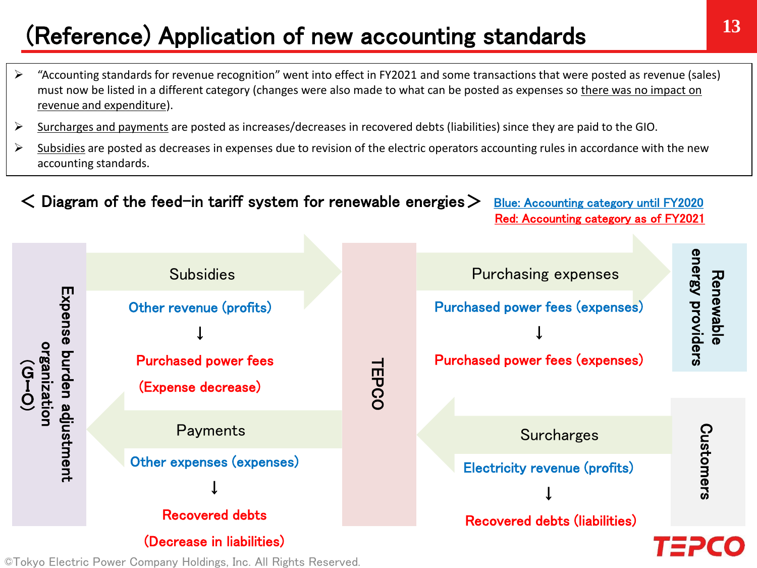# (Reference) Application of new accounting standards

- "Accounting standards for revenue recognition" went into effect in FY2021 and some transactions that were posted as revenue (sales) must now be listed in a different category (changes were also made to what can be posted as expenses so there was no impact on revenue and expenditure).
- Surcharges and payments are posted as increases/decreases in recovered debts (liabilities) since they are paid to the GIO.
- Subsidies are posted as decreases in expenses due to revision of the electric operators accounting rules in accordance with the new accounting standards.

## < Diagram of the feed-in tariff system for renewable energies >

Blue: Accounting category until FY2020
Red: Accounting category as of FY2021

| Flow | Accounting category until FY2020 (Blue) | Accounting category as of FY2021 (Red) |
|---|---|---|
| Subsidies (Expense burden adjustment organization (GIO) → TEPCO) | Other revenue (profits) | Purchased power fees (Expense decrease) |
| Payments (TEPCO → Expense burden adjustment organization (GIO)) | Other expenses (expenses) | Recovered debts (Decrease in liabilities) |
| Purchasing expenses (TEPCO → Renewable energy providers) | Purchased power fees (expenses) | Purchased power fees (expenses) |
| Surcharges (Customers → TEPCO) | Electricity revenue (profits) | Recovered debts (liabilities) |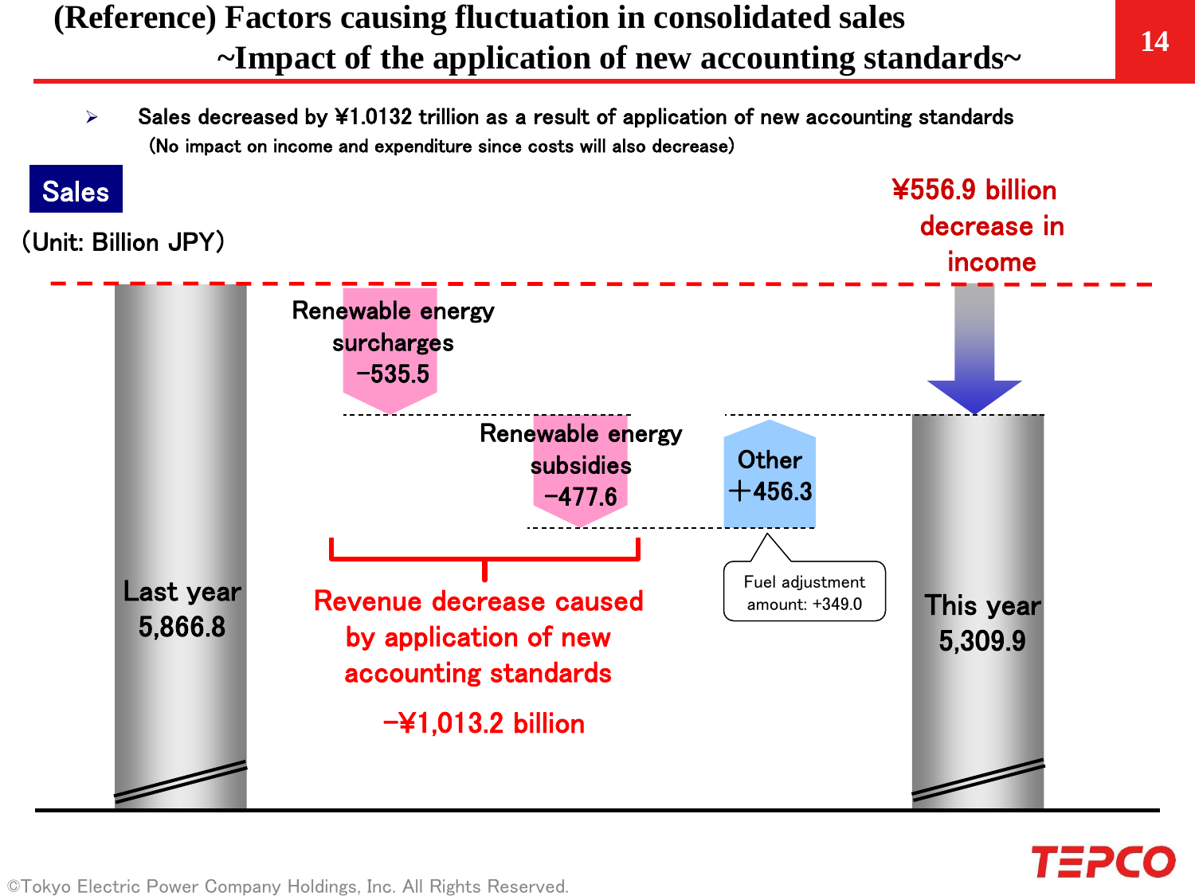# (Reference) Factors causing fluctuation in consolidated sales ~Impact of the application of new accounting standards~

- Sales decreased by ¥1.0132 trillion as a result of application of new accounting standards
  (No impact on income and expenditure since costs will also decrease)

**Sales**

(Unit: Billion JPY)

Last year
5,866.8

Renewable energy surcharges
−535.5

Renewable energy subsidies
−477.6

Other
+456.3

Fuel adjustment amount: +349.0

This year
5,309.9

¥556.9 billion decrease in income

Revenue decrease caused by application of new accounting standards

−¥1,013.2 billion

©Tokyo Electric Power Company Holdings, Inc. All Rights Reserved.